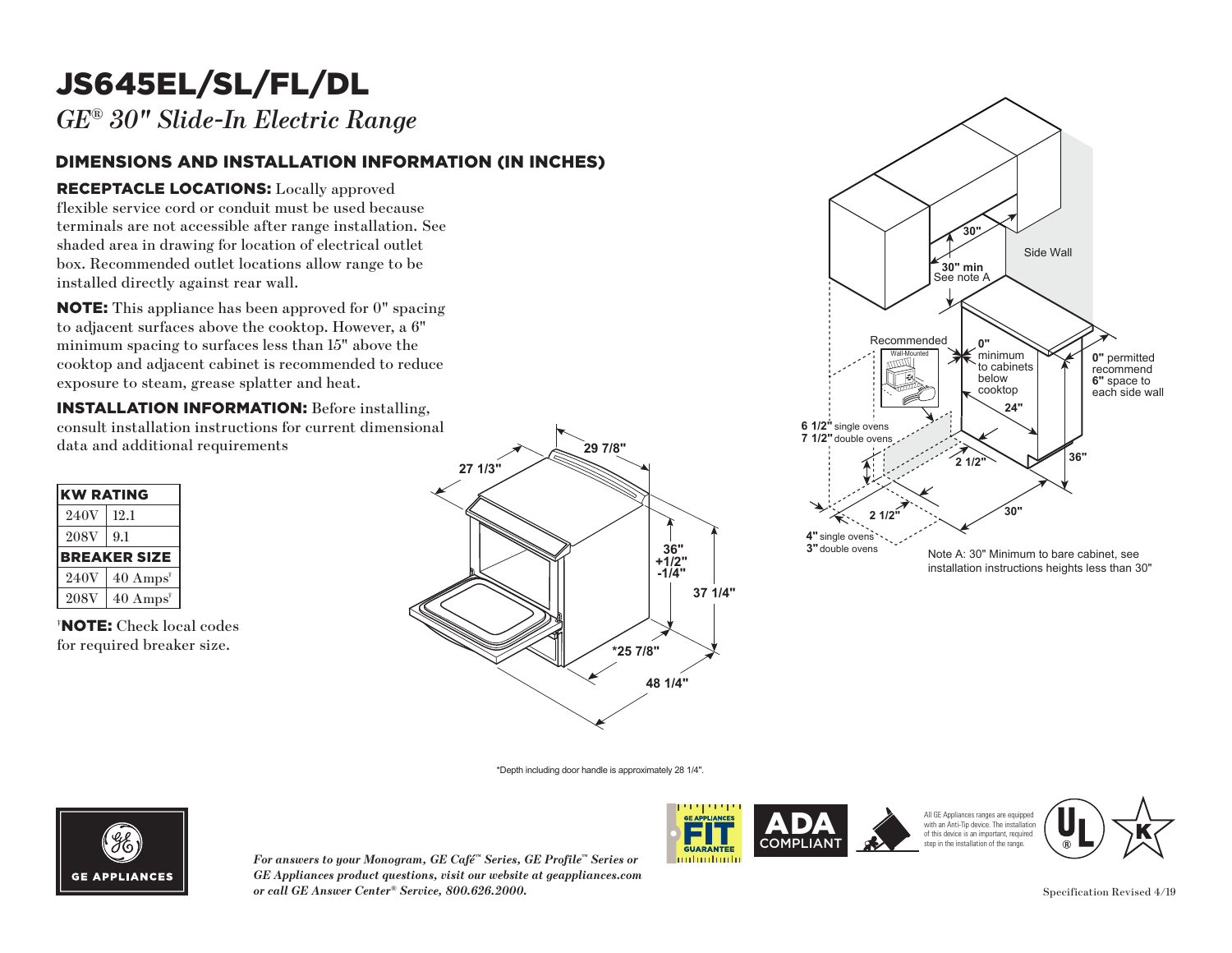# JS645EL/SL/FL/DL

*GE® 30" Slide-In Electric Range*

## DIMENSIONS AND INSTALLATION INFORMATION (IN INCHES)

**RECEPTACLE LOCATIONS:** Locally approved flexible service cord or conduit must be used because terminals are not accessible after range installation. See shaded area in drawing for location of electrical outlet box. Recommended outlet locations allow range to be installed directly against rear wall.

**NOTE:** This appliance has been approved for 0" spacing to adjacent surfaces above the cooktop. However, a 6" minimum spacing to surfaces less than 15" above the cooktop and adjacent cabinet is recommended to reduce exposure to steam, grease splatter and heat.

**INSTALLATION INFORMATION:** Before installing, consult installation instructions for current dimensional data and additional requirements

| KW RATING | |
|---|---|
| 240V | 12.1 |
| 208V | 9.1 |
| **BREAKER SIZE** | |
| 240V | 40 Amps† |
| 208V | 40 Amps† |

†**NOTE:** Check local codes for required breaker size.

27 1/3"
29 7/8"
36" +1/2" -1/4"
37 1/4"
*25 7/8"
48 1/4"

30"
30" min
See note A
Side Wall
Recommended
Wall-Mounted
0" minimum to cabinets below cooktop
0" permitted recommend 6" space to each side wall
24"
6 1/2" single ovens
7 1/2" double ovens
2 1/2"
36"
2 1/2"
30"
4" single ovens
3" double ovens

Note A: 30" Minimum to bare cabinet, see installation instructions heights less than 30"

*Depth including door handle is approximately 28 1/4".

*For answers to your Monogram, GE Café™ Series, GE Profile™ Series or GE Appliances product questions, visit our website at geappliances.com or call GE Answer Center® Service, 800.626.2000.*

GE APPLIANCES FIT GUARANTEE

ADA COMPLIANT

All GE Appliances ranges are equipped with an Anti-Tip device. The installation of this device is an important, required step in the installation of the range.

Specification Revised 4/19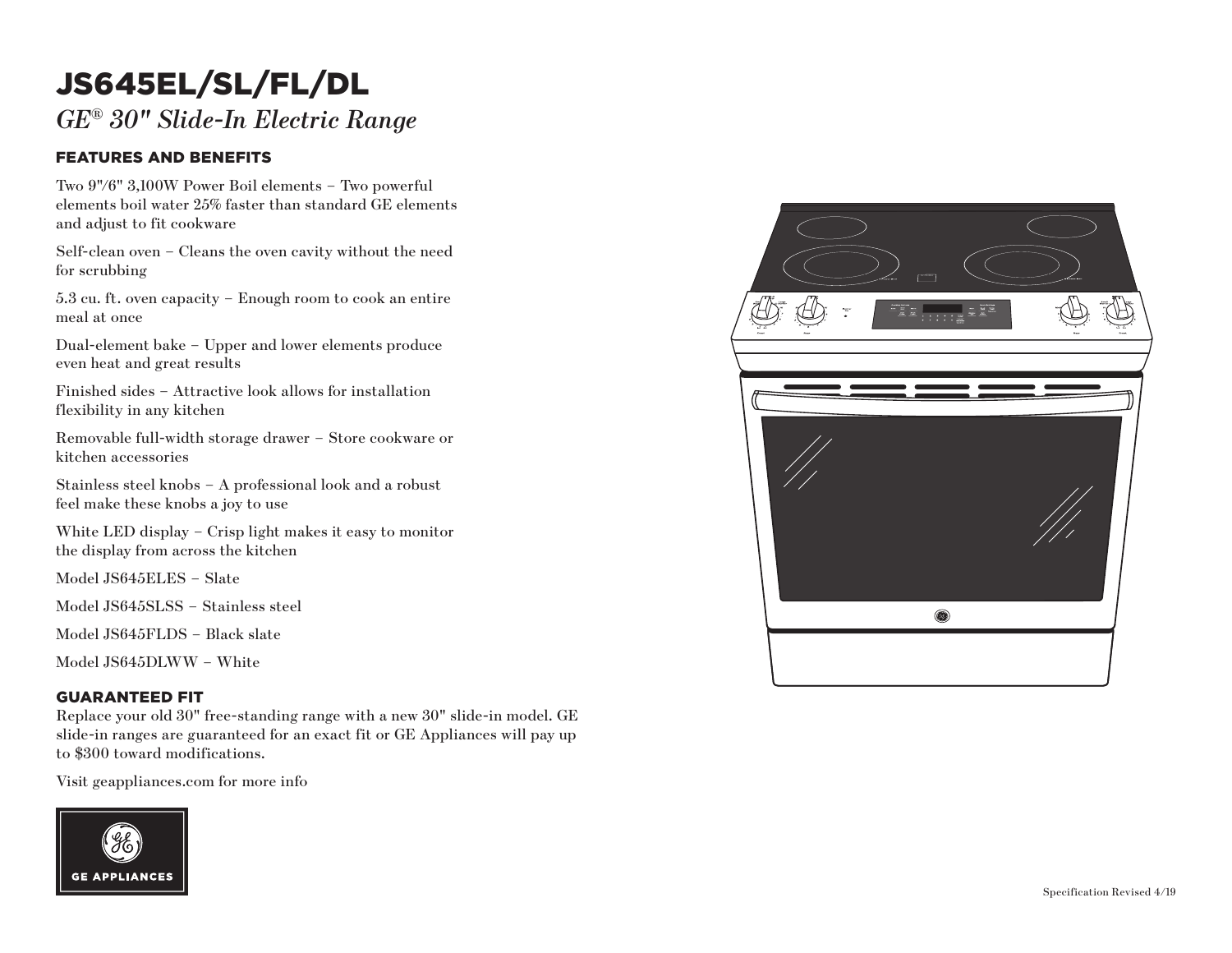# JS645EL/SL/FL/DL

*GE® 30" Slide-In Electric Range*

## FEATURES AND BENEFITS

Two 9"/6" 3,100W Power Boil elements – Two powerful elements boil water 25% faster than standard GE elements and adjust to fit cookware

Self-clean oven – Cleans the oven cavity without the need for scrubbing

5.3 cu. ft. oven capacity – Enough room to cook an entire meal at once

Dual-element bake – Upper and lower elements produce even heat and great results

Finished sides – Attractive look allows for installation flexibility in any kitchen

Removable full-width storage drawer – Store cookware or kitchen accessories

Stainless steel knobs – A professional look and a robust feel make these knobs a joy to use

White LED display – Crisp light makes it easy to monitor the display from across the kitchen

Model JS645ELES – Slate

Model JS645SLSS – Stainless steel

Model JS645FLDS – Black slate

Model JS645DLWW – White

## GUARANTEED FIT

Replace your old 30" free-standing range with a new 30" slide-in model. GE slide-in ranges are guaranteed for an exact fit or GE Appliances will pay up to $300 toward modifications.

Visit geappliances.com for more info

GE APPLIANCES

Specification Revised 4/19